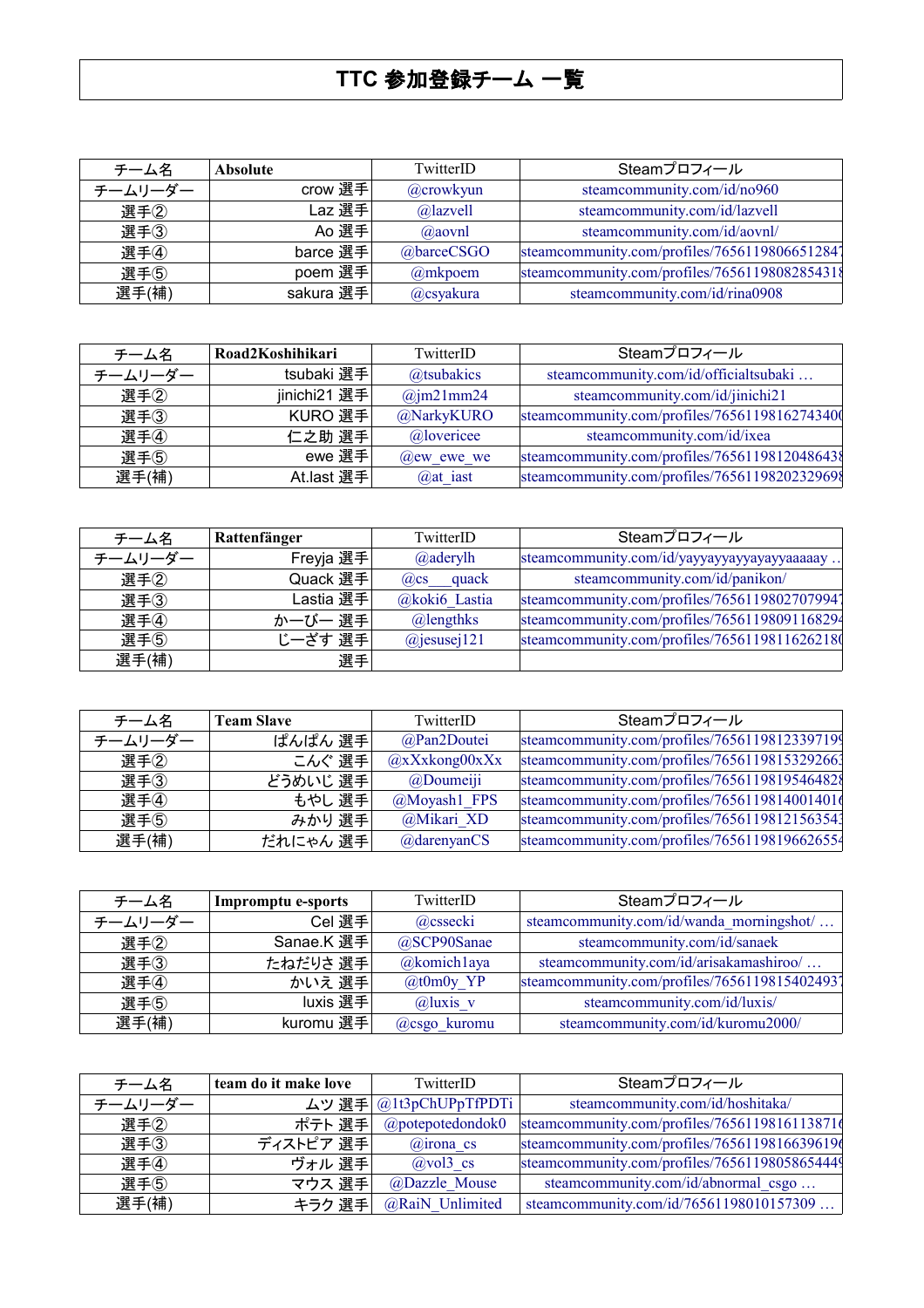# TTC 参加登録チーム 一覧

| チーム名 | Absolute | TwitterID | Steamプロフィール |
|---|---|---|---|
| チームリーダー | crow 選手 | @crowkyun | steamcommunity.com/id/no960 |
| 選手② | Laz 選手 | @lazvell | steamcommunity.com/id/lazvell |
| 選手③ | Ao 選手 | @aovnl | steamcommunity.com/id/aovnl/ |
| 選手④ | barce 選手 | @barceCSGO | steamcommunity.com/profiles/7656119806651284​7 |
| 選手⑤ | poem 選手 | @mkpoem | steamcommunity.com/profiles/7656119808285431​8 |
| 選手(補) | sakura 選手 | @csyakura | steamcommunity.com/id/rina0908 |

| チーム名 | Road2Koshihikari | TwitterID | Steamプロフィール |
|---|---|---|---|
| チームリーダー | tsubaki 選手 | @tsubakics | steamcommunity.com/id/officialtsubaki … |
| 選手② | jinichi21 選手 | @jm21mm24 | steamcommunity.com/id/jinichi21 |
| 選手③ | KURO 選手 | @NarkyKURO | steamcommunity.com/profiles/7656119816274340​0 |
| 選手④ | 仁之助 選手 | @lovericee | steamcommunity.com/id/ixea |
| 選手⑤ | ewe 選手 | @ew_ewe_we | steamcommunity.com/profiles/7656119812048643​8 |
| 選手(補) | At.last 選手 | @at_iast | steamcommunity.com/profiles/7656119820232969​8 |

| チーム名 | Rattenfänger | TwitterID | Steamプロフィール |
|---|---|---|---|
| チームリーダー | Freyja 選手 | @aderylh | steamcommunity.com/id/yayyayyayyayayyaaaaay .. |
| 選手② | Quack 選手 | @cs___quack | steamcommunity.com/id/panikon/ |
| 選手③ | Lastia 選手 | @koki6_Lastia | steamcommunity.com/profiles/7656119802707994​7 |
| 選手④ | かーぴー 選手 | @lengthks | steamcommunity.com/profiles/7656119809116829​4 |
| 選手⑤ | じーざす 選手 | @jesusej121 | steamcommunity.com/profiles/7656119811626218​0 |
| 選手(補) | 選手 | | |

| チーム名 | Team Slave | TwitterID | Steamプロフィール |
|---|---|---|---|
| チームリーダー | ぱんぱん 選手 | @Pan2Doutei | steamcommunity.com/profiles/7656119812339719​9 |
| 選手② | こんぐ 選手 | @xXxkong00xXx | steamcommunity.com/profiles/7656119815329266​3 |
| 選手③ | どうめいじ 選手 | @Doumeiji | steamcommunity.com/profiles/7656119819546482​8 |
| 選手④ | もやし 選手 | @Moyash1_FPS | steamcommunity.com/profiles/7656119814001401​6 |
| 選手⑤ | みかり 選手 | @Mikari_XD | steamcommunity.com/profiles/7656119812156354​3 |
| 選手(補) | だれにゃん 選手 | @darenyanCS | steamcommunity.com/profiles/7656119819662655​4 |

| チーム名 | Impromptu e-sports | TwitterID | Steamプロフィール |
|---|---|---|---|
| チームリーダー | Cel 選手 | @cssecki | steamcommunity.com/id/wanda_morningshot/ … |
| 選手② | Sanae.K 選手 | @SCP90Sanae | steamcommunity.com/id/sanaek |
| 選手③ | たねだりさ 選手 | @komich1aya | steamcommunity.com/id/arisakamashiroo/ … |
| 選手④ | かいえ 選手 | @t0m0y_YP | steamcommunity.com/profiles/7656119815402493​7 |
| 選手⑤ | luxis 選手 | @luxis_v | steamcommunity.com/id/luxis/ |
| 選手(補) | kuromu 選手 | @csgo_kuromu | steamcommunity.com/id/kuromu2000/ |

| チーム名 | team do it make love | TwitterID | Steamプロフィール |
|---|---|---|---|
| チームリーダー | ムツ 選手 | @1t3pChUPpTfPDTi | steamcommunity.com/id/hoshitaka/ |
| 選手② | ポテト 選手 | @potepotedondok0 | steamcommunity.com/profiles/7656119816113871​6 |
| 選手③ | ディストピア 選手 | @irona_cs | steamcommunity.com/profiles/7656119816639619​6 |
| 選手④ | ヴォル 選手 | @vol3_cs | steamcommunity.com/profiles/7656119805865444​9 |
| 選手⑤ | マウス 選手 | @Dazzle_Mouse | steamcommunity.com/id/abnormal_csgo … |
| 選手(補) | キラク 選手 | @RaiN_Unlimited | steamcommunity.com/id/76561198010157309 … |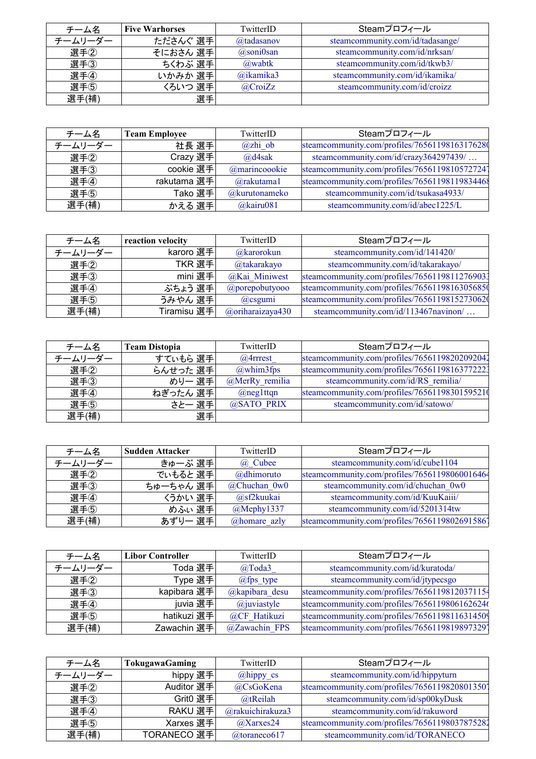| チーム名 | Five Warhorses | TwitterID | Steamプロフィール |
| --- | --- | --- | --- |
| チームリーダー | たださんぐ 選手 | @tadasanov | steamcommunity.com/id/tadasange/ |
| 選手② | そにおさん 選手 | @soni0san | steamcommunity.com/id/nrksan/ |
| 選手③ | ちくわぶ 選手 | @wabtk | steamcommunity.com/id/tkwb3/ |
| 選手④ | いかみか 選手 | @ikamika3 | steamcommunity.com/id/ikamika/ |
| 選手⑤ | くろいつ 選手 | @CroiZz | steamcommunity.com/id/croizz |
| 選手(補) | 選手 | | |

| チーム名 | Team Employee | TwitterID | Steamプロフィール |
| --- | --- | --- | --- |
| チームリーダー | 社長 選手 | @zhi_ob | steamcommunity.com/profiles/7656119816317628( |
| 選手② | Crazy 選手 | @d4sak | steamcommunity.com/id/crazy364297439/ … |
| 選手③ | cookie 選手 | @marincoookie | steamcommunity.com/profiles/76561198105727247 |
| 選手④ | rakutama 選手 | @rakutama1 | steamcommunity.com/profiles/76561198119834468 |
| 選手⑤ | Tako 選手 | @kurutonameko | steamcommunity.com/id/tsukasa4933/ |
| 選手(補) | かえる 選手 | @kairu081 | steamcommunity.com/id/abec1225/L |

| チーム名 | reaction velocity | TwitterID | Steamプロフィール |
| --- | --- | --- | --- |
| チームリーダー | karoro 選手 | @karorokun | steamcommunity.com/id/141420/ |
| 選手② | TKR 選手 | @takarakayo | steamcommunity.com/id/takarakayo/ |
| 選手③ | mini 選手 | @Kai_Miniwest | steamcommunity.com/profiles/76561198112769033 |
| 選手④ | ぶちょう 選手 | @porepobutyooo | steamcommunity.com/profiles/7656119816305685( |
| 選手⑤ | うみやん 選手 | @csgumi | steamcommunity.com/profiles/7656119815273062( |
| 選手(補) | Tiramisu 選手 | @oriharaizaya430 | steamcommunity.com/id/113467navinon/ … |

| チーム名 | Team Distopia | TwitterID | Steamプロフィール |
| --- | --- | --- | --- |
| チームリーダー | すていもら 選手 | @4rrrest_ | steamcommunity.com/profiles/76561198202092042 |
| 選手② | らんせった 選手 | @whim3fps | steamcommunity.com/profiles/76561198163772223 |
| 選手③ | めりー 選手 | @MerRy_remilia | steamcommunity.com/id/RS_remilia/ |
| 選手④ | ねぎったん 選手 | @neg1ttqn | steamcommunity.com/profiles/7656119830159521( |
| 選手⑤ | さとー 選手 | @SATO_PRIX | steamcommunity.com/id/satowo/ |
| 選手(補) | 選手 | | |

| チーム名 | Sudden Attacker | TwitterID | Steamプロフィール |
| --- | --- | --- | --- |
| チームリーダー | きゅーぶ 選手 | @_Cubee | steamcommunity.com/id/cube1104 |
| 選手② | でぃもると 選手 | @dhimoruto | steamcommunity.com/profiles/76561198060016464 |
| 選手③ | ちゅーちゃん 選手 | @Chuchan_0w0 | steamcommunity.com/id/chuchan_0w0 |
| 選手④ | くうかい 選手 | @sf2kuukai | steamcommunity.com/id/KuuKaiii/ |
| 選手⑤ | めふぃ 選手 | @Mephy1337 | steamcommunity.com/id/5201314tw |
| 選手(補) | あずりー 選手 | @homare_azly | steamcommunity.com/profiles/76561198026915867 |

| チーム名 | Libor Controller | TwitterID | Steamプロフィール |
| --- | --- | --- | --- |
| チームリーダー | Toda 選手 | @Toda3_ | steamcommunity.com/id/kuratoda/ |
| 選手② | Type 選手 | @fps_type | steamcommunity.com/id/jtypecsgo |
| 選手③ | kapibara 選手 | @kapibara_desu | steamcommunity.com/profiles/76561198120371154 |
| 選手④ | juvia 選手 | @juviastyle | steamcommunity.com/profiles/7656119806162624( |
| 選手⑤ | hatikuzi 選手 | @CF_Hatikuzi | steamcommunity.com/profiles/76561198116314509 |
| 選手(補) | Zawachin 選手 | @Zawachin_FPS | steamcommunity.com/profiles/76561198198973297 |

| チーム名 | TokugawaGaming | TwitterID | Steamプロフィール |
| --- | --- | --- | --- |
| チームリーダー | hippy 選手 | @hippy_cs | steamcommunity.com/id/hippyturn |
| 選手② | Auditor 選手 | @CsGoKena | steamcommunity.com/profiles/76561198208013507 |
| 選手③ | Grit0 選手 | @tReilah | steamcommunity.com/id/sp00kyDusk |
| 選手④ | RAKU 選手 | @rakuichirakuza3 | steamcommunity.com/id/rakuword |
| 選手⑤ | Xarxes 選手 | @Xarxes24 | steamcommunity.com/profiles/76561198037875282 |
| 選手(補) | TORANECO 選手 | @toraneco617 | steamcommunity.com/id/TORANECO |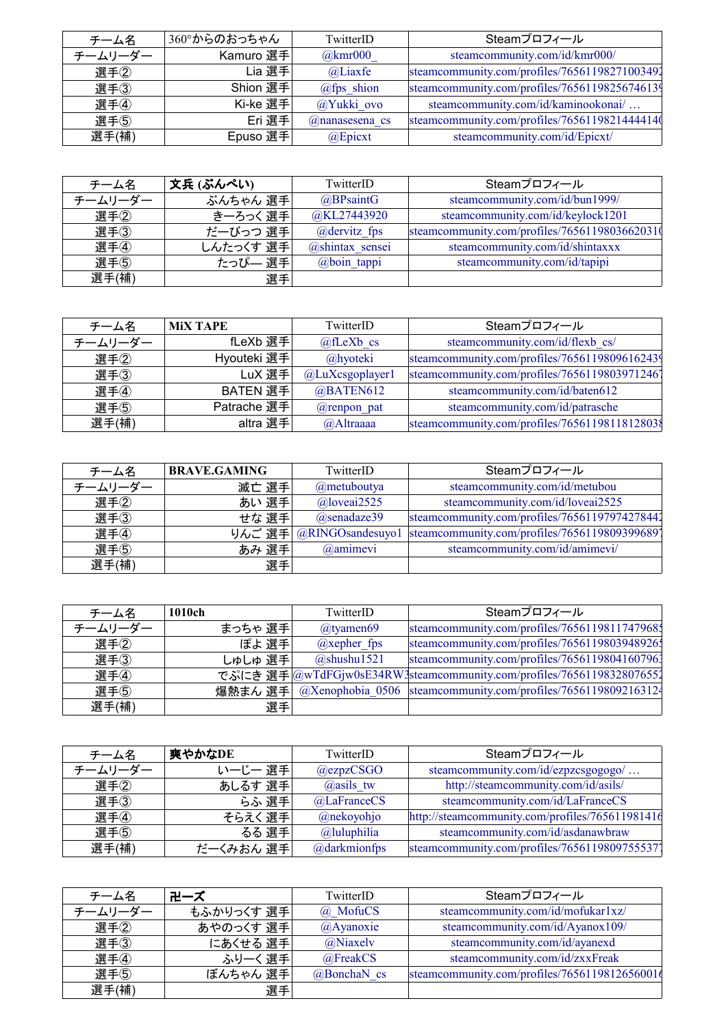| チーム名 | 360°からのおっちゃん | TwitterID | Steamプロフィール |
|---|---|---|---|
| チームリーダー | Kamuro 選手 | @kmr000_ | steamcommunity.com/id/kmr000/ |
| 選手② | Lia 選手 | @Liaxfe | steamcommunity.com/profiles/7656119827100349 |
| 選手③ | Shion 選手 | @fps_shion | steamcommunity.com/profiles/7656119825674613 |
| 選手④ | Ki-ke 選手 | @Yukki_ovo | steamcommunity.com/id/kaminookonai/ … |
| 選手⑤ | Eri 選手 | @nanasesena_cs | steamcommunity.com/profiles/7656119821444414 |
| 選手(補) | Epuso 選手 | @Epicxt | steamcommunity.com/id/Epicxt/ |

| チーム名 | 文兵 (ぶんぺい) | TwitterID | Steamプロフィール |
|---|---|---|---|
| チームリーダー | ぶんちゃん 選手 | @BPsaintG | steamcommunity.com/id/bun1999/ |
| 選手② | きーろっく 選手 | @KL27443920 | steamcommunity.com/id/keylock1201 |
| 選手③ | だーびっつ 選手 | @dervitz_fps | steamcommunity.com/profiles/7656119803662031 |
| 選手④ | しんたっくす 選手 | @shintax_sensei | steamcommunity.com/id/shintaxxx |
| 選手⑤ | たっぴー 選手 | @boin_tappi | steamcommunity.com/id/tapipi |
| 選手(補) | 選手 | | |

| チーム名 | MiX TAPE | TwitterID | Steamプロフィール |
|---|---|---|---|
| チームリーダー | fLeXb 選手 | @fLeXb_cs | steamcommunity.com/id/flexb_cs/ |
| 選手② | Hyouteki 選手 | @hyoteki | steamcommunity.com/profiles/7656119809616243 |
| 選手③ | LuX 選手 | @LuXcsgoplayer1 | steamcommunity.com/profiles/7656119803971246 |
| 選手④ | BATEN 選手 | @BATEN612 | steamcommunity.com/id/baten612 |
| 選手⑤ | Patrache 選手 | @renpon_pat | steamcommunity.com/id/patrasche |
| 選手(補) | altra 選手 | @Altraaaa | steamcommunity.com/profiles/7656119811812803 |

| チーム名 | BRAVE.GAMING | TwitterID | Steamプロフィール |
|---|---|---|---|
| チームリーダー | 滅亡 選手 | @metuboutya | steamcommunity.com/id/metubou |
| 選手② | あい 選手 | @loveai2525 | steamcommunity.com/id/loveai2525 |
| 選手③ | せな 選手 | @senadaze39 | steamcommunity.com/profiles/7656119797427844 |
| 選手④ | りんご 選手 | @RINGOsandesuyo1 | steamcommunity.com/profiles/7656119809399689 |
| 選手⑤ | あみ 選手 | @amimevi | steamcommunity.com/id/amimevi/ |
| 選手(補) | 選手 | | |

| チーム名 | 1010ch | TwitterID | Steamプロフィール |
|---|---|---|---|
| チームリーダー | まっちゃ 選手 | @tyamen69 | steamcommunity.com/profiles/7656119811747968 |
| 選手② | ぽよ 選手 | @xepher_fps | steamcommunity.com/profiles/7656119803948926 |
| 選手③ | しゅしゅ 選手 | @shushu1521 | steamcommunity.com/profiles/7656119804160796 |
| 選手④ | でぷにき 選手 | @wTdFGjw0sE34RW3 | steamcommunity.com/profiles/7656119832807655 |
| 選手⑤ | 爆熱まん 選手 | @Xenophobia_0506 | steamcommunity.com/profiles/7656119809216312 |
| 選手(補) | 選手 | | |

| チーム名 | 爽やかなDE | TwitterID | Steamプロフィール |
|---|---|---|---|
| チームリーダー | いーじー 選手 | @ezpzCSGO | steamcommunity.com/id/ezpzcsgogogo/ … |
| 選手② | あしるす 選手 | @asils_tw | http://steamcommunity.com/id/asils/ |
| 選手③ | らふ 選手 | @LaFranceCS | steamcommunity.com/id/LaFranceCS |
| 選手④ | そらえく 選手 | @nekoyohjo | http://steamcommunity.com/profiles/765611981416 |
| 選手⑤ | るる 選手 | @luluphilia | steamcommunity.com/id/asdanawbraw |
| 選手(補) | だーくみおん 選手 | @darkmionfps | steamcommunity.com/profiles/7656119809755537 |

| チーム名 | 卍ーズ | TwitterID | Steamプロフィール |
|---|---|---|---|
| チームリーダー | もふかりっくす 選手 | @_MofuCS | steamcommunity.com/id/mofukar1xz/ |
| 選手② | あやのっくす 選手 | @Ayanoxie | steamcommunity.com/id/Ayanox109/ |
| 選手③ | にあくせる 選手 | @Niaxelv | steamcommunity.com/id/ayanexd |
| 選手④ | ふりーく 選手 | @FreakCS | steamcommunity.com/id/zxxFreak |
| 選手⑤ | ぼんちゃん 選手 | @BonchaN_cs | steamcommunity.com/profiles/7656119812656001 |
| 選手(補) | 選手 | | |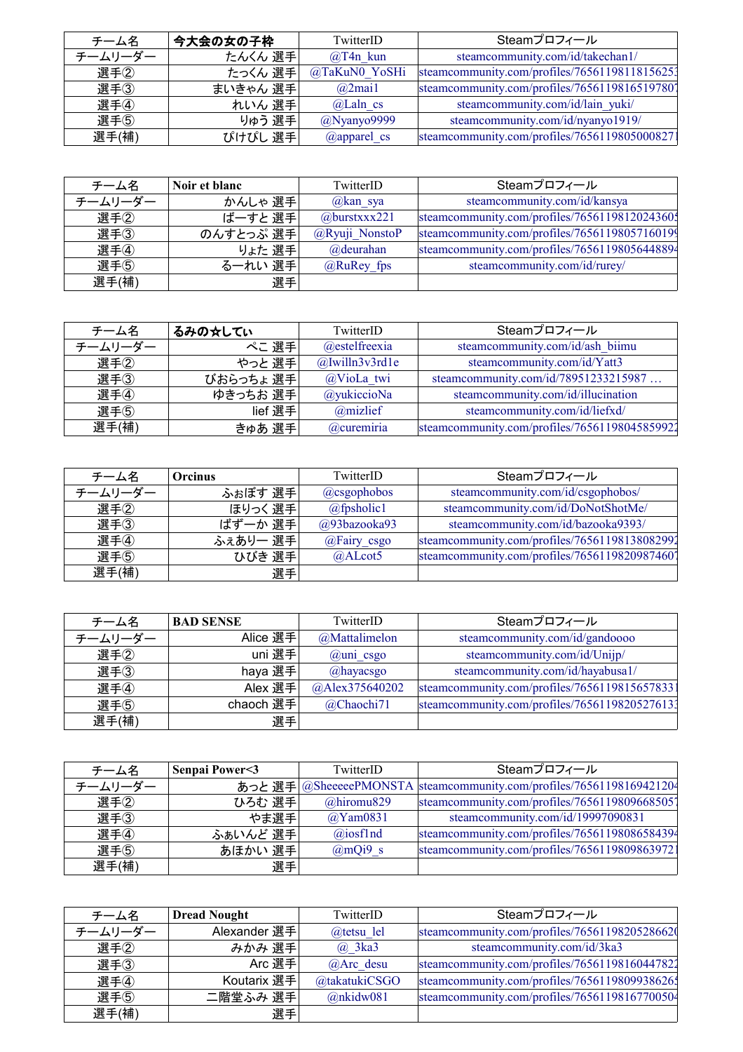| チーム名 | 今大会の女の子枠 | TwitterID | Steamプロフィール |
|---|---|---|---|
| チームリーダー | たんくん 選手 | @T4n_kun | steamcommunity.com/id/takechan1/ |
| 選手② | たっくん 選手 | @TaKuN0_YoSHi | steamcommunity.com/profiles/7656119811815625 |
| 選手③ | まいきゃん 選手 | @2mai1 | steamcommunity.com/profiles/7656119816519780 |
| 選手④ | れいん 選手 | @Laln_cs | steamcommunity.com/id/lain_yuki/ |
| 選手⑤ | りゅう 選手 | @Nyanyo9999 | steamcommunity.com/id/nyanyo1919/ |
| 選手(補) | ぴけぴし 選手 | @apparel_cs | steamcommunity.com/profiles/7656119805000827 |

| チーム名 | Noir et blanc | TwitterID | Steamプロフィール |
|---|---|---|---|
| チームリーダー | かんしゃ 選手 | @kan_sya | steamcommunity.com/id/kansya |
| 選手② | ばーすと 選手 | @burstxxx221 | steamcommunity.com/profiles/7656119812024360 |
| 選手③ | のんすとっぷ 選手 | @Ryuji_NonstoP | steamcommunity.com/profiles/7656119805716019 |
| 選手④ | りょた 選手 | @deurahan | steamcommunity.com/profiles/7656119805644889 |
| 選手⑤ | るーれい 選手 | @RuRey_fps | steamcommunity.com/id/rurey/ |
| 選手(補) | 選手 | | |

| チーム名 | るみの☆してぃ | TwitterID | Steamプロフィール |
|---|---|---|---|
| チームリーダー | ぺこ 選手 | @estelfreexia | steamcommunity.com/id/ash_biimu |
| 選手② | やっと 選手 | @Iwilln3v3rd1e | steamcommunity.com/id/Yatt3 |
| 選手③ | びおらっちょ 選手 | @VioLa_twi | steamcommunity.com/id/78951233215987 … |
| 選手④ | ゆきっちお 選手 | @yukiccioNa | steamcommunity.com/id/illucination |
| 選手⑤ | lief 選手 | @mizlief | steamcommunity.com/id/liefxd/ |
| 選手(補) | きゅあ 選手 | @curemiria | steamcommunity.com/profiles/7656119804585992 |

| チーム名 | Orcinus | TwitterID | Steamプロフィール |
|---|---|---|---|
| チームリーダー | ふぉぼす 選手 | @csgophobos | steamcommunity.com/id/csgophobos/ |
| 選手② | ほりっく 選手 | @fpsholic1 | steamcommunity.com/id/DoNotShotMe/ |
| 選手③ | ばずーか 選手 | @93bazooka93 | steamcommunity.com/id/bazooka9393/ |
| 選手④ | ふぇありー 選手 | @Fairy_csgo | steamcommunity.com/profiles/7656119813808299 |
| 選手⑤ | ひびき 選手 | @ALcot5 | steamcommunity.com/profiles/7656119820987460 |
| 選手(補) | 選手 | | |

| チーム名 | BAD SENSE | TwitterID | Steamプロフィール |
|---|---|---|---|
| チームリーダー | Alice 選手 | @Mattalimelon | steamcommunity.com/id/gandoooo |
| 選手② | uni 選手 | @uni_csgo | steamcommunity.com/id/Unijp/ |
| 選手③ | haya 選手 | @hayacsgo | steamcommunity.com/id/hayabusa1/ |
| 選手④ | Alex 選手 | @Alex375640202 | steamcommunity.com/profiles/7656119815657833 |
| 選手⑤ | chaoch 選手 | @Chaochi71 | steamcommunity.com/profiles/7656119820527613 |
| 選手(補) | 選手 | | |

| チーム名 | Senpai Power<3 | TwitterID | Steamプロフィール |
|---|---|---|---|
| チームリーダー | あっと 選手 | @SheeeeePMONSTA | steamcommunity.com/profiles/7656119816942120 |
| 選手② | ひろむ 選手 | @hiromu829 | steamcommunity.com/profiles/7656119809668505 |
| 選手③ | やま選手 | @Yam0831 | steamcommunity.com/id/19997090831 |
| 選手④ | ふぁいんど 選手 | @iosf1nd | steamcommunity.com/profiles/7656119808658439 |
| 選手⑤ | あほかい 選手 | @mQi9_s | steamcommunity.com/profiles/7656119809863972 |
| 選手(補) | 選手 | | |

| チーム名 | Dread Nought | TwitterID | Steamプロフィール |
|---|---|---|---|
| チームリーダー | Alexander 選手 | @tetsu_lel | steamcommunity.com/profiles/7656119820528662 |
| 選手② | みかみ 選手 | @_3ka3 | steamcommunity.com/id/3ka3 |
| 選手③ | Arc 選手 | @Arc_desu | steamcommunity.com/profiles/7656119816044782 |
| 選手④ | Koutarix 選手 | @takatukiCSGO | steamcommunity.com/profiles/7656119809938626 |
| 選手⑤ | 二階堂ふみ 選手 | @nkidw081 | steamcommunity.com/profiles/7656119816770050 |
| 選手(補) | 選手 | | |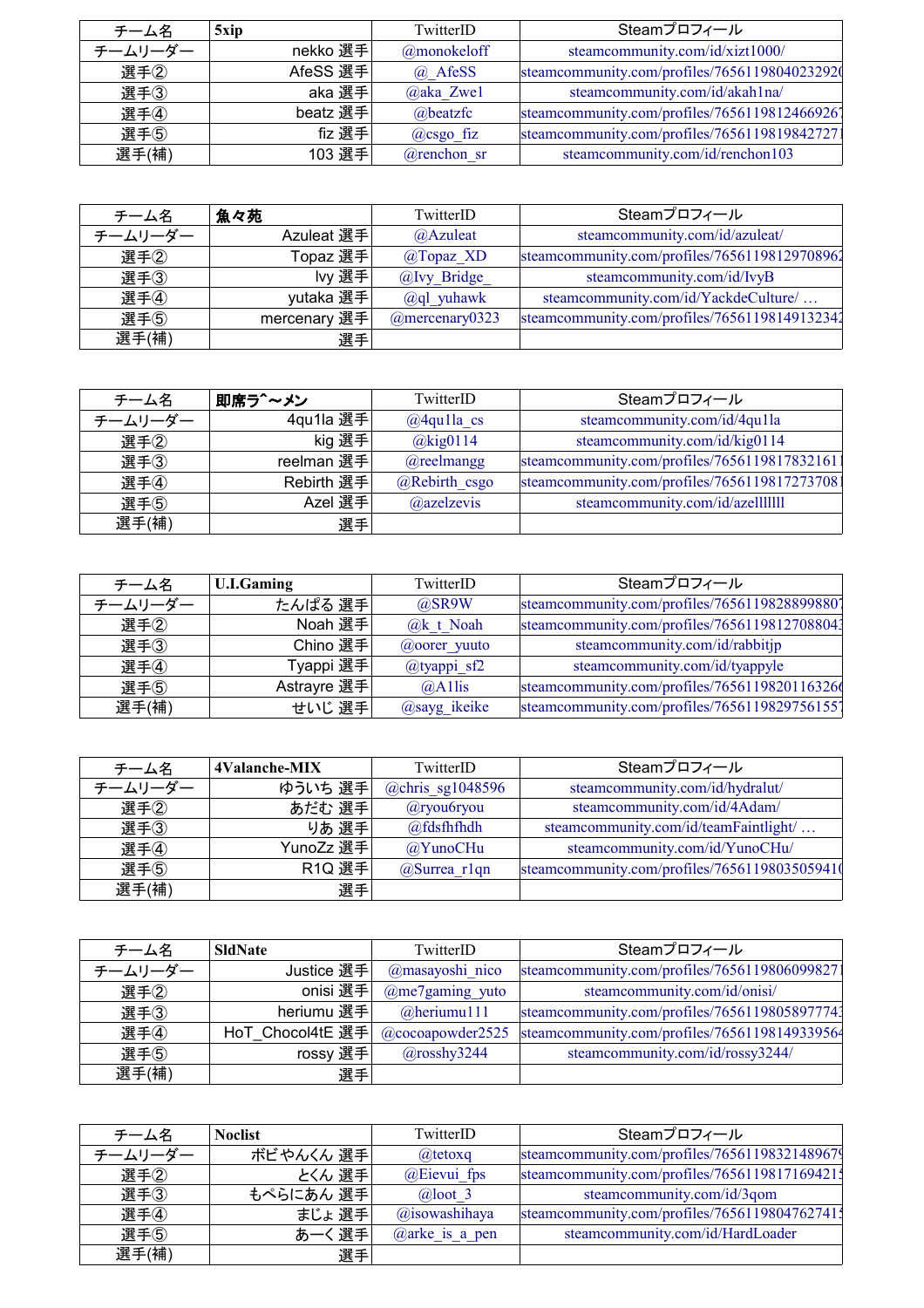| チーム名 | 5xip | TwitterID | Steamプロフィール |
| --- | --- | --- | --- |
| チームリーダー | nekko 選手 | @monokeloff | steamcommunity.com/id/xizt1000/ |
| 選手② | AfeSS 選手 | @_AfeSS | steamcommunity.com/profiles/76561198040232920 |
| 選手③ | aka 選手 | @aka_Zwe1 | steamcommunity.com/id/akah1na/ |
| 選手④ | beatz 選手 | @beatzfc | steamcommunity.com/profiles/76561198124669267 |
| 選手⑤ | fiz 選手 | @csgo_fiz | steamcommunity.com/profiles/76561198198427271 |
| 選手(補) | 103 選手 | @renchon_sr | steamcommunity.com/id/renchon103 |

| チーム名 | 魚々苑 | TwitterID | Steamプロフィール |
| --- | --- | --- | --- |
| チームリーダー | Azuleat 選手 | @Azuleat | steamcommunity.com/id/azuleat/ |
| 選手② | Topaz 選手 | @Topaz_XD | steamcommunity.com/profiles/76561198129708962 |
| 選手③ | Ivy 選手 | @Ivy_Bridge_ | steamcommunity.com/id/IvyB |
| 選手④ | yutaka 選手 | @ql_yuhawk | steamcommunity.com/id/YackdeCulture/ … |
| 選手⑤ | mercenary 選手 | @mercenary0323 | steamcommunity.com/profiles/76561198149132342 |
| 選手(補) | 選手 | | |

| チーム名 | 即席ラ˜～メン | TwitterID | Steamプロフィール |
| --- | --- | --- | --- |
| チームリーダー | 4qu1la 選手 | @4qu1la_cs | steamcommunity.com/id/4qu1la |
| 選手② | kig 選手 | @kig0114 | steamcommunity.com/id/kig0114 |
| 選手③ | reelman 選手 | @reelmangg | steamcommunity.com/profiles/76561198178321611 |
| 選手④ | Rebirth 選手 | @Rebirth_csgo | steamcommunity.com/profiles/76561198172737081 |
| 選手⑤ | Azel 選手 | @azelzevis | steamcommunity.com/id/azellllllll |
| 選手(補) | 選手 | | |

| チーム名 | U.I.Gaming | TwitterID | Steamプロフィール |
| --- | --- | --- | --- |
| チームリーダー | たんぱる 選手 | @SR9W | steamcommunity.com/profiles/76561198288998807 |
| 選手② | Noah 選手 | @k_t_Noah | steamcommunity.com/profiles/76561198127088043 |
| 選手③ | Chino 選手 | @oorer_yuuto | steamcommunity.com/id/rabbitjp |
| 選手④ | Tyappi 選手 | @tyappi_sf2 | steamcommunity.com/id/tyappyle |
| 選手⑤ | Astrayre 選手 | @A1lis | steamcommunity.com/profiles/76561198201163266 |
| 選手(補) | せいじ 選手 | @sayg_ikeike | steamcommunity.com/profiles/76561198297561557 |

| チーム名 | 4Valanche-MIX | TwitterID | Steamプロフィール |
| --- | --- | --- | --- |
| チームリーダー | ゆういち 選手 | @chris_sg1048596 | steamcommunity.com/id/hydralut/ |
| 選手② | あだむ 選手 | @ryou6ryou | steamcommunity.com/id/4Adam/ |
| 選手③ | りあ 選手 | @fdsfhfhdh | steamcommunity.com/id/teamFaintlight/ … |
| 選手④ | YunoZz 選手 | @YunoCHu | steamcommunity.com/id/YunoCHu/ |
| 選手⑤ | R1Q 選手 | @Surrea_r1qn | steamcommunity.com/profiles/76561198035059410 |
| 選手(補) | 選手 | | |

| チーム名 | SldNate | TwitterID | Steamプロフィール |
| --- | --- | --- | --- |
| チームリーダー | Justice 選手 | @masayoshi_nico | steamcommunity.com/profiles/76561198060998271 |
| 選手② | onisi 選手 | @me7gaming_yuto | steamcommunity.com/id/onisi/ |
| 選手③ | heriumu 選手 | @heriumu111 | steamcommunity.com/profiles/76561198058977743 |
| 選手④ | HoT_Chocol4tE 選手 | @cocoapowder2525 | steamcommunity.com/profiles/76561198149339564 |
| 選手⑤ | rossy 選手 | @rosshy3244 | steamcommunity.com/id/rossy3244/ |
| 選手(補) | 選手 | | |

| チーム名 | Noclist | TwitterID | Steamプロフィール |
| --- | --- | --- | --- |
| チームリーダー | ボビやんくん 選手 | @tetoxq | steamcommunity.com/profiles/76561198321489679 |
| 選手② | とくん 選手 | @Eievui_fps | steamcommunity.com/profiles/76561198171694215 |
| 選手③ | もぺらにあん 選手 | @loot_3 | steamcommunity.com/id/3qom |
| 選手④ | まじょ 選手 | @isowashihaya | steamcommunity.com/profiles/76561198047627415 |
| 選手⑤ | あーく 選手 | @arke_is_a_pen | steamcommunity.com/id/HardLoader |
| 選手(補) | 選手 | | |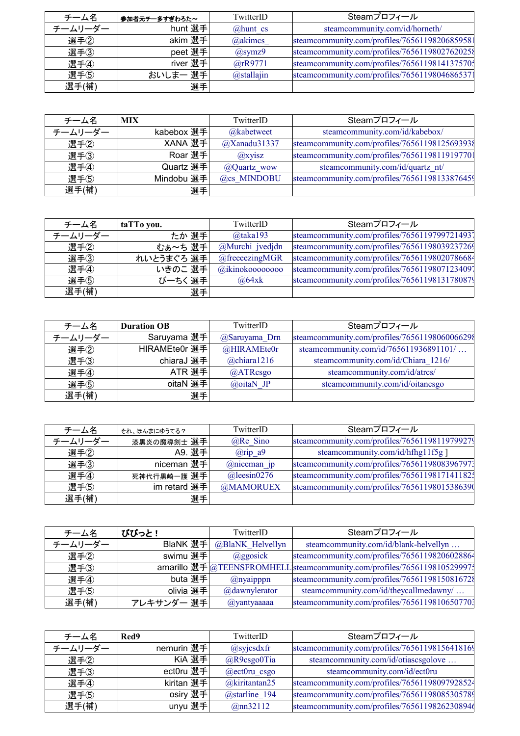| チーム名 | 参加者元チー多すぎわろた～ | TwitterID | Steamプロフィール |
| --- | --- | --- | --- |
| チームリーダー | hunt 選手 | @hunt_cs | steamcommunity.com/id/horneth/ |
| 選手② | akim 選手 | @akimcs_ | steamcommunity.com/profiles/7656119820685958 |
| 選手③ | peet 選手 | @symz9 | steamcommunity.com/profiles/7656119802762025 |
| 選手④ | river 選手 | @rR9771 | steamcommunity.com/profiles/7656119814137570 |
| 選手⑤ | おいしまー 選手 | @stallajin | steamcommunity.com/profiles/7656119804686537 |
| 選手(補) | 選手 | | |

| チーム名 | MIX | TwitterID | Steamプロフィール |
| --- | --- | --- | --- |
| チームリーダー | kabebox 選手 | @kabetweet | steamcommunity.com/id/kabebox/ |
| 選手② | XANA 選手 | @Xanadu31337 | steamcommunity.com/profiles/7656119812569393 |
| 選手③ | Roar 選手 | @xyisz | steamcommunity.com/profiles/7656119811919770 |
| 選手④ | Quartz 選手 | @Quartz_wow | steamcommunity.com/id/quartz_nt/ |
| 選手⑤ | Mindobu 選手 | @cs_MINDOBU | steamcommunity.com/profiles/7656119813387645 |
| 選手(補) | 選手 | | |

| チーム名 | taTTo you. | TwitterID | Steamプロフィール |
| --- | --- | --- | --- |
| チームリーダー | たか 選手 | @taka193 | steamcommunity.com/profiles/7656119799721493 |
| 選手② | むぁ～ち 選手 | @Murchi_jvedjdn | steamcommunity.com/profiles/7656119803923726 |
| 選手③ | れいとうまぐろ 選手 | @freeeezingMGR | steamcommunity.com/profiles/7656119802078668 |
| 選手④ | いきのこ 選手 | @ikinokoooooooo | steamcommunity.com/profiles/7656119807123409 |
| 選手⑤ | ぴーちく 選手 | @64xk | steamcommunity.com/profiles/7656119813178087 |
| 選手(補) | 選手 | | |

| チーム名 | Duration OB | TwitterID | Steamプロフィール |
| --- | --- | --- | --- |
| チームリーダー | Saruyama 選手 | @Saruyama_Drn | steamcommunity.com/profiles/7656119806006629 |
| 選手② | HIRAMEte0r 選手 | @HIRAMEte0r | steamcommunity.com/id/765611936891101/ … |
| 選手③ | chiaraJ 選手 | @chiara1216 | steamcommunity.com/id/Chiara_1216/ |
| 選手④ | ATR 選手 | @ATRcsgo | steamcommunity.com/id/atrcs/ |
| 選手⑤ | oitaN 選手 | @oitaN_JP | steamcommunity.com/id/oitancsgo |
| 選手(補) | 選手 | | |

| チーム名 | それ、ほんまにゆうてる？ | TwitterID | Steamプロフィール |
| --- | --- | --- | --- |
| チームリーダー | 漆黒炎の魔導剣士 選手 | @Re_Sino | steamcommunity.com/profiles/7656119811979927 |
| 選手② | A9. 選手 | @rip_a9 | steamcommunity.com/id/hfhg11f5g ] |
| 選手③ | niceman 選手 | @niceman_jp | steamcommunity.com/profiles/7656119808396797 |
| 選手④ | 死神代行黒崎一護 選手 | @leesin0276 | steamcommunity.com/profiles/7656119817141182 |
| 選手⑤ | im retard 選手 | @MAMORUEX | steamcommunity.com/profiles/7656119801538639 |
| 選手(補) | 選手 | | |

| チーム名 | ぴぴっと！ | TwitterID | Steamプロフィール |
| --- | --- | --- | --- |
| チームリーダー | BlaNK 選手 | @BlaNK_Helvellyn | steamcommunity.com/id/blank-helvellyn … |
| 選手② | swimu 選手 | @ggosick | steamcommunity.com/profiles/7656119820602886 |
| 選手③ | amarillo 選手 | @TEENSFROMHELL | steamcommunity.com/profiles/7656119810529997 |
| 選手④ | buta 選手 | @nyaipppn | steamcommunity.com/profiles/7656119815081672 |
| 選手⑤ | olivia 選手 | @dawnylerator | steamcommunity.com/id/theycallmedawny/ … |
| 選手(補) | アレキサンダー 選手 | @yantyaaaaa | steamcommunity.com/profiles/7656119810650770 |

| チーム名 | Red9 | TwitterID | Steamプロフィール |
| --- | --- | --- | --- |
| チームリーダー | nemurin 選手 | @syjcsdxfr | steamcommunity.com/profiles/7656119815641816 |
| 選手② | KiA 選手 | @R9csgo0Tia | steamcommunity.com/id/otiascsgolove … |
| 選手③ | ect0ru 選手 | @ect0ru_csgo | steamcommunity.com/id/ect0ru |
| 選手④ | kiritan 選手 | @kiritantan25 | steamcommunity.com/profiles/7656119809792852 |
| 選手⑤ | osiry 選手 | @starline_194 | steamcommunity.com/profiles/7656119808530578 |
| 選手(補) | unyu 選手 | @nn32112 | steamcommunity.com/profiles/7656119826230894 |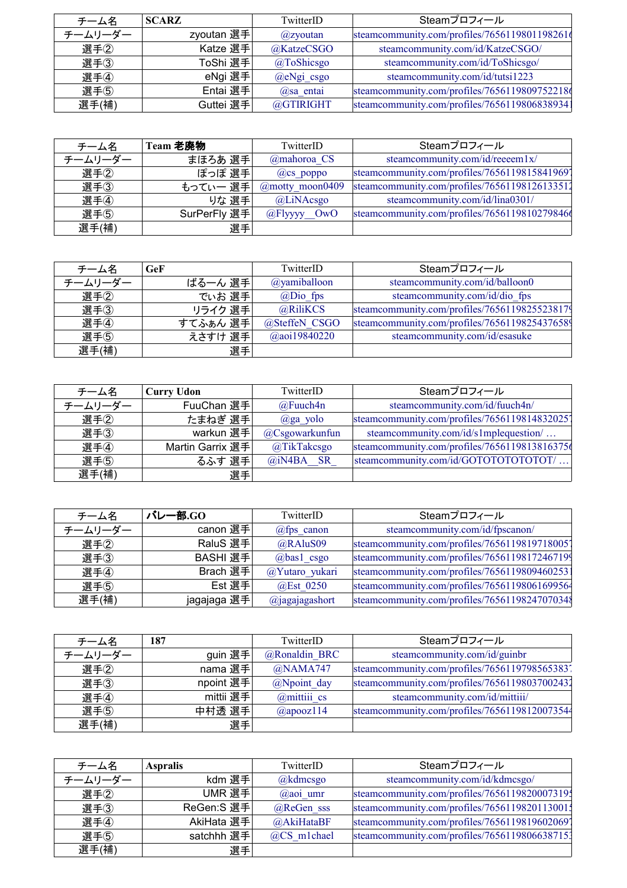| チーム名 | SCARZ | TwitterID | Steamプロフィール |
|---|---|---|---|
| チームリーダー | zyoutan 選手 | @zyoutan | steamcommunity.com/profiles/76561198011982616 |
| 選手② | Katze 選手 | @KatzeCSGO | steamcommunity.com/id/KatzeCSGO/ |
| 選手③ | ToShi 選手 | @ToShicsgo | steamcommunity.com/id/ToShicsgo/ |
| 選手④ | eNgi 選手 | @eNgi_csgo | steamcommunity.com/id/tutsi1223 |
| 選手⑤ | Entai 選手 | @sa_entai | steamcommunity.com/profiles/76561198097522186 |
| 選手(補) | Guttei 選手 | @GTIRIGHT | steamcommunity.com/profiles/76561198068389341 |

| チーム名 | Team 老廃物 | TwitterID | Steamプロフィール |
|---|---|---|---|
| チームリーダー | まほろあ 選手 | @mahoroa_CS | steamcommunity.com/id/reeeem1x/ |
| 選手② | ぽっぽ 選手 | @cs_poppo | steamcommunity.com/profiles/76561198158419697 |
| 選手③ | もってぃー 選手 | @motty_moon0409 | steamcommunity.com/profiles/76561198126133512 |
| 選手④ | りな 選手 | @LiNAcsgo | steamcommunity.com/id/lina0301/ |
| 選手⑤ | SurPerFly 選手 | @Flyyyy__OwO | steamcommunity.com/profiles/76561198102798466 |
| 選手(補) | 選手 | | |

| チーム名 | GeF | TwitterID | Steamプロフィール |
|---|---|---|---|
| チームリーダー | ばるーん 選手 | @yamiballoon | steamcommunity.com/id/balloon0 |
| 選手② | でぃお 選手 | @Dio_fps | steamcommunity.com/id/dio_fps |
| 選手③ | リライク 選手 | @RiliKCS | steamcommunity.com/profiles/76561198255238179 |
| 選手④ | すてふぁん 選手 | @SteffeN_CSGO | steamcommunity.com/profiles/76561198254376589 |
| 選手⑤ | えさすけ 選手 | @aoi19840220 | steamcommunity.com/id/esasuke |
| 選手(補) | 選手 | | |

| チーム名 | Curry Udon | TwitterID | Steamプロフィール |
|---|---|---|---|
| チームリーダー | FuuChan 選手 | @Fuuch4n | steamcommunity.com/id/fuuch4n/ |
| 選手② | たまねぎ 選手 | @ga_yolo | steamcommunity.com/profiles/76561198148320257 |
| 選手③ | warkun 選手 | @Csgowarkunfun | steamcommunity.com/id/s1mplequestion/ … |
| 選手④ | Martin Garrix 選手 | @TikTakcsgo | steamcommunity.com/profiles/76561198138163756 |
| 選手⑤ | るふす 選手 | @iN4BA__SR_ | steamcommunity.com/id/GOTOTOTOTOTOT/ … |
| 選手(補) | 選手 | | |

| チーム名 | バレー部.GO | TwitterID | Steamプロフィール |
|---|---|---|---|
| チームリーダー | canon 選手 | @fps_canon | steamcommunity.com/id/fpscanon/ |
| 選手② | RaluS 選手 | @RAluS09 | steamcommunity.com/profiles/76561198197180057 |
| 選手③ | BASHI 選手 | @bas1_csgo | steamcommunity.com/profiles/76561198172467199 |
| 選手④ | Brach 選手 | @Yutaro_yukari | steamcommunity.com/profiles/76561198094602531 |
| 選手⑤ | Est 選手 | @Est_0250 | steamcommunity.com/profiles/76561198061699564 |
| 選手(補) | jagajaga 選手 | @jagajagashort | steamcommunity.com/profiles/76561198247070348 |

| チーム名 | 187 | TwitterID | Steamプロフィール |
|---|---|---|---|
| チームリーダー | guin 選手 | @Ronaldin_BRC | steamcommunity.com/id/guinbr |
| 選手② | nama 選手 | @NAMA747 | steamcommunity.com/profiles/76561197985653837 |
| 選手③ | npoint 選手 | @Npoint_day | steamcommunity.com/profiles/76561198037002432 |
| 選手④ | mittii 選手 | @mittiii_cs | steamcommunity.com/id/mittiii/ |
| 選手⑤ | 中村透 選手 | @apooz114 | steamcommunity.com/profiles/76561198120073544 |
| 選手(補) | 選手 | | |

| チーム名 | Aspralis | TwitterID | Steamプロフィール |
|---|---|---|---|
| チームリーダー | kdm 選手 | @kdmcsgo | steamcommunity.com/id/kdmcsgo/ |
| 選手② | UMR 選手 | @aoi_umr | steamcommunity.com/profiles/76561198200073195 |
| 選手③ | ReGen:S 選手 | @ReGen_sss | steamcommunity.com/profiles/76561198201130015 |
| 選手④ | AkiHata 選手 | @AkiHataBF | steamcommunity.com/profiles/76561198196020697 |
| 選手⑤ | satchhh 選手 | @CS_m1chael | steamcommunity.com/profiles/76561198066387153 |
| 選手(補) | 選手 | | |